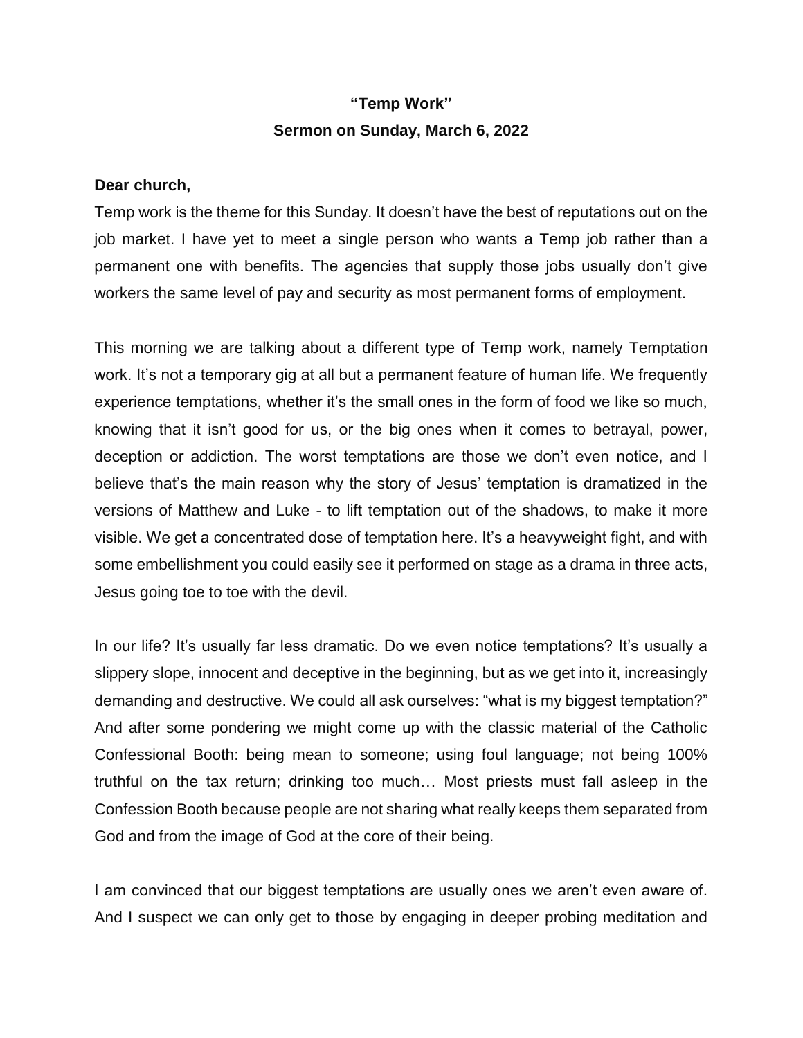# "Temp Work"

## Sermon on Sunday, March 6, 2022

**Dear church,**

Temp work is the theme for this Sunday. It doesn't have the best of reputations out on the job market. I have yet to meet a single person who wants a Temp job rather than a permanent one with benefits. The agencies that supply those jobs usually don't give workers the same level of pay and security as most permanent forms of employment.

This morning we are talking about a different type of Temp work, namely Temptation work. It's not a temporary gig at all but a permanent feature of human life. We frequently experience temptations, whether it's the small ones in the form of food we like so much, knowing that it isn't good for us, or the big ones when it comes to betrayal, power, deception or addiction. The worst temptations are those we don't even notice, and I believe that's the main reason why the story of Jesus' temptation is dramatized in the versions of Matthew and Luke - to lift temptation out of the shadows, to make it more visible. We get a concentrated dose of temptation here. It's a heavyweight fight, and with some embellishment you could easily see it performed on stage as a drama in three acts, Jesus going toe to toe with the devil.

In our life? It's usually far less dramatic. Do we even notice temptations? It's usually a slippery slope, innocent and deceptive in the beginning, but as we get into it, increasingly demanding and destructive. We could all ask ourselves: "what is my biggest temptation?" And after some pondering we might come up with the classic material of the Catholic Confessional Booth: being mean to someone; using foul language; not being 100% truthful on the tax return; drinking too much… Most priests must fall asleep in the Confession Booth because people are not sharing what really keeps them separated from God and from the image of God at the core of their being.

I am convinced that our biggest temptations are usually ones we aren't even aware of. And I suspect we can only get to those by engaging in deeper probing meditation and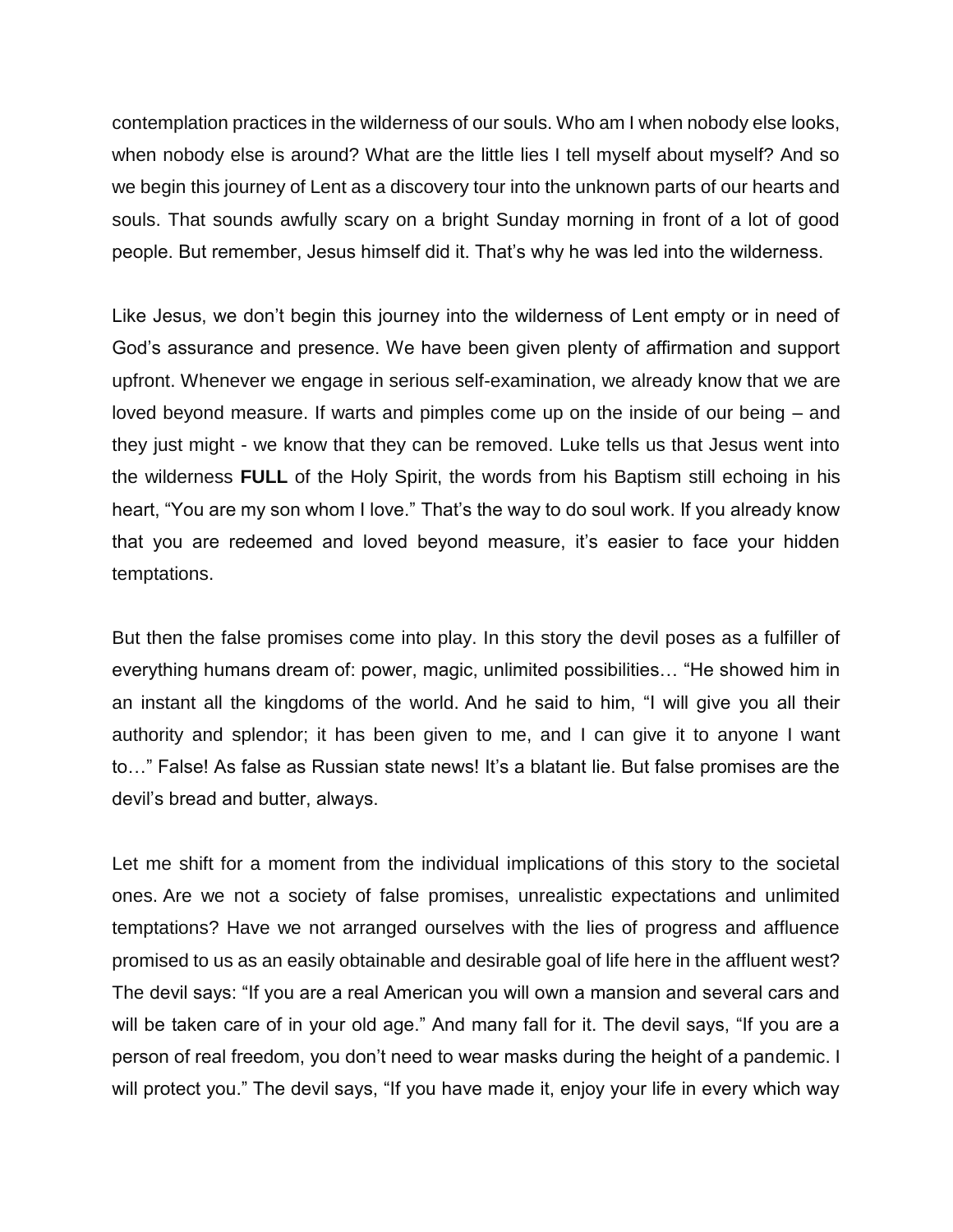contemplation practices in the wilderness of our souls. Who am I when nobody else looks, when nobody else is around? What are the little lies I tell myself about myself? And so we begin this journey of Lent as a discovery tour into the unknown parts of our hearts and souls. That sounds awfully scary on a bright Sunday morning in front of a lot of good people. But remember, Jesus himself did it. That's why he was led into the wilderness.

Like Jesus, we don't begin this journey into the wilderness of Lent empty or in need of God's assurance and presence. We have been given plenty of affirmation and support upfront. Whenever we engage in serious self-examination, we already know that we are loved beyond measure. If warts and pimples come up on the inside of our being – and they just might - we know that they can be removed. Luke tells us that Jesus went into the wilderness **FULL** of the Holy Spirit, the words from his Baptism still echoing in his heart, "You are my son whom I love." That's the way to do soul work. If you already know that you are redeemed and loved beyond measure, it's easier to face your hidden temptations.

But then the false promises come into play. In this story the devil poses as a fulfiller of everything humans dream of: power, magic, unlimited possibilities… "He showed him in an instant all the kingdoms of the world. And he said to him, "I will give you all their authority and splendor; it has been given to me, and I can give it to anyone I want to…" False! As false as Russian state news! It's a blatant lie. But false promises are the devil's bread and butter, always.

Let me shift for a moment from the individual implications of this story to the societal ones. Are we not a society of false promises, unrealistic expectations and unlimited temptations? Have we not arranged ourselves with the lies of progress and affluence promised to us as an easily obtainable and desirable goal of life here in the affluent west? The devil says: "If you are a real American you will own a mansion and several cars and will be taken care of in your old age." And many fall for it. The devil says, "If you are a person of real freedom, you don't need to wear masks during the height of a pandemic. I will protect you." The devil says, "If you have made it, enjoy your life in every which way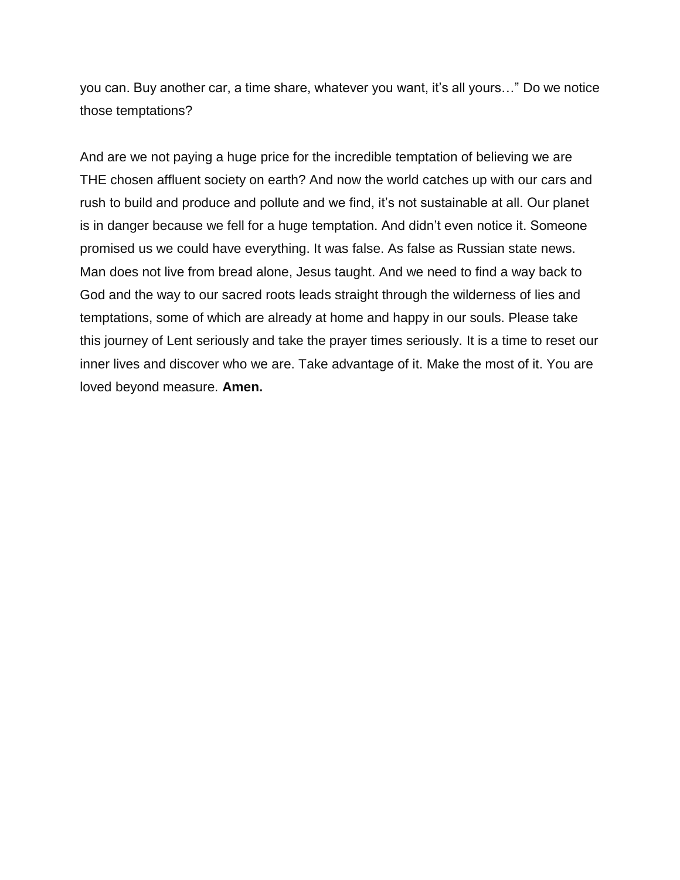you can. Buy another car, a time share, whatever you want, it's all yours…" Do we notice those temptations?

And are we not paying a huge price for the incredible temptation of believing we are THE chosen affluent society on earth? And now the world catches up with our cars and rush to build and produce and pollute and we find, it's not sustainable at all. Our planet is in danger because we fell for a huge temptation. And didn't even notice it. Someone promised us we could have everything. It was false. As false as Russian state news. Man does not live from bread alone, Jesus taught. And we need to find a way back to God and the way to our sacred roots leads straight through the wilderness of lies and temptations, some of which are already at home and happy in our souls. Please take this journey of Lent seriously and take the prayer times seriously. It is a time to reset our inner lives and discover who we are. Take advantage of it. Make the most of it. You are loved beyond measure. **Amen.**